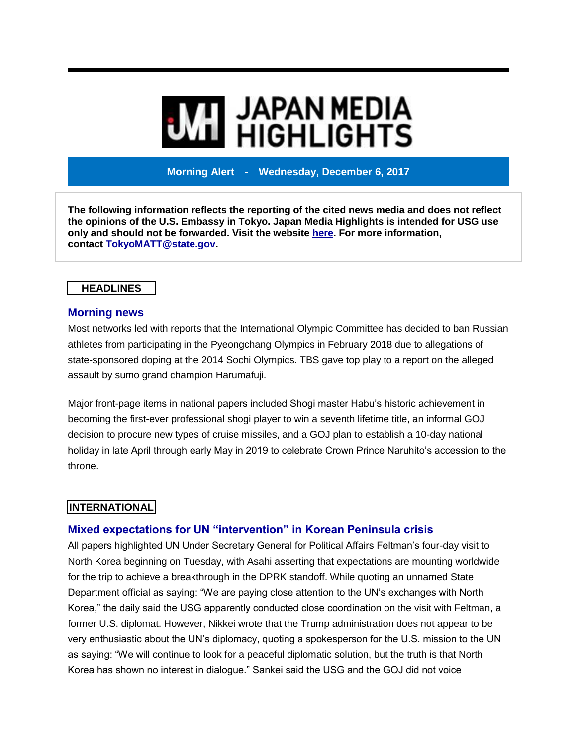# JAPAN MEDIA HIGHLIGHTS

**Morning Alert - Wednesday, December 6, 2017**

**The following information reflects the reporting of the cited news media and does not reflect the opinions of the U.S. Embassy in Tokyo. Japan Media Highlights is intended for USG use only and should not be forwarded. Visit the website [here](). For more information, contact [TokyoMATT@state.gov](mailto:TokyoMATT@state.gov).**

## HEADLINES

### Morning news

Most networks led with reports that the International Olympic Committee has decided to ban Russian athletes from participating in the Pyeongchang Olympics in February 2018 due to allegations of state-sponsored doping at the 2014 Sochi Olympics. TBS gave top play to a report on the alleged assault by sumo grand champion Harumafuji.

Major front-page items in national papers included Shogi master Habu's historic achievement in becoming the first-ever professional shogi player to win a seventh lifetime title, an informal GOJ decision to procure new types of cruise missiles, and a GOJ plan to establish a 10-day national holiday in late April through early May in 2019 to celebrate Crown Prince Naruhito's accession to the throne.

## INTERNATIONAL

### Mixed expectations for UN "intervention" in Korean Peninsula crisis

All papers highlighted UN Under Secretary General for Political Affairs Feltman's four-day visit to North Korea beginning on Tuesday, with Asahi asserting that expectations are mounting worldwide for the trip to achieve a breakthrough in the DPRK standoff. While quoting an unnamed State Department official as saying: "We are paying close attention to the UN's exchanges with North Korea," the daily said the USG apparently conducted close coordination on the visit with Feltman, a former U.S. diplomat. However, Nikkei wrote that the Trump administration does not appear to be very enthusiastic about the UN's diplomacy, quoting a spokesperson for the U.S. mission to the UN as saying: "We will continue to look for a peaceful diplomatic solution, but the truth is that North Korea has shown no interest in dialogue." Sankei said the USG and the GOJ did not voice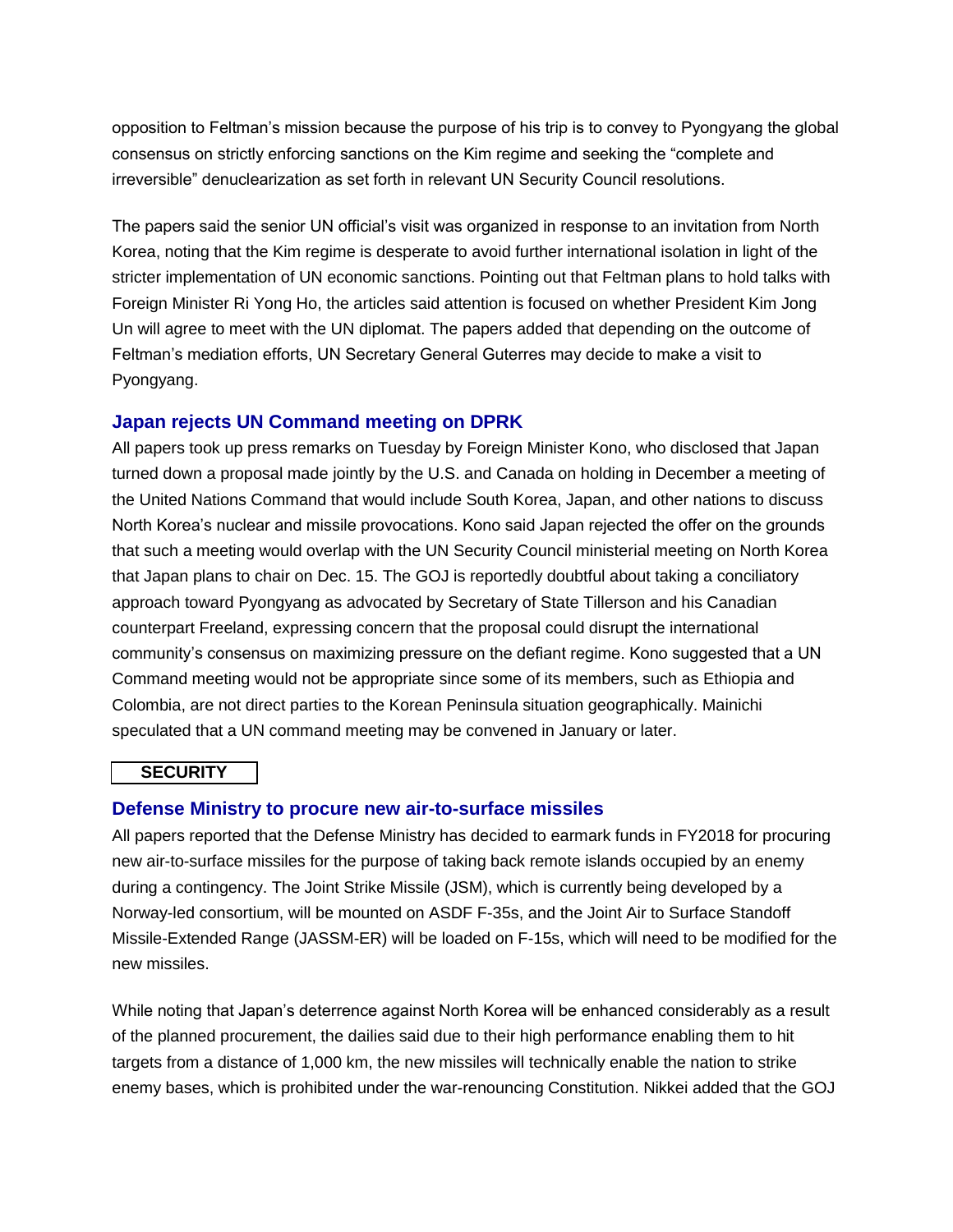opposition to Feltman's mission because the purpose of his trip is to convey to Pyongyang the global consensus on strictly enforcing sanctions on the Kim regime and seeking the "complete and irreversible" denuclearization as set forth in relevant UN Security Council resolutions.

The papers said the senior UN official's visit was organized in response to an invitation from North Korea, noting that the Kim regime is desperate to avoid further international isolation in light of the stricter implementation of UN economic sanctions. Pointing out that Feltman plans to hold talks with Foreign Minister Ri Yong Ho, the articles said attention is focused on whether President Kim Jong Un will agree to meet with the UN diplomat. The papers added that depending on the outcome of Feltman's mediation efforts, UN Secretary General Guterres may decide to make a visit to Pyongyang.

### Japan rejects UN Command meeting on DPRK

All papers took up press remarks on Tuesday by Foreign Minister Kono, who disclosed that Japan turned down a proposal made jointly by the U.S. and Canada on holding in December a meeting of the United Nations Command that would include South Korea, Japan, and other nations to discuss North Korea's nuclear and missile provocations. Kono said Japan rejected the offer on the grounds that such a meeting would overlap with the UN Security Council ministerial meeting on North Korea that Japan plans to chair on Dec. 15. The GOJ is reportedly doubtful about taking a conciliatory approach toward Pyongyang as advocated by Secretary of State Tillerson and his Canadian counterpart Freeland, expressing concern that the proposal could disrupt the international community's consensus on maximizing pressure on the defiant regime. Kono suggested that a UN Command meeting would not be appropriate since some of its members, such as Ethiopia and Colombia, are not direct parties to the Korean Peninsula situation geographically. Mainichi speculated that a UN command meeting may be convened in January or later.

## SECURITY

### Defense Ministry to procure new air-to-surface missiles

All papers reported that the Defense Ministry has decided to earmark funds in FY2018 for procuring new air-to-surface missiles for the purpose of taking back remote islands occupied by an enemy during a contingency. The Joint Strike Missile (JSM), which is currently being developed by a Norway-led consortium, will be mounted on ASDF F-35s, and the Joint Air to Surface Standoff Missile-Extended Range (JASSM-ER) will be loaded on F-15s, which will need to be modified for the new missiles.

While noting that Japan's deterrence against North Korea will be enhanced considerably as a result of the planned procurement, the dailies said due to their high performance enabling them to hit targets from a distance of 1,000 km, the new missiles will technically enable the nation to strike enemy bases, which is prohibited under the war-renouncing Constitution. Nikkei added that the GOJ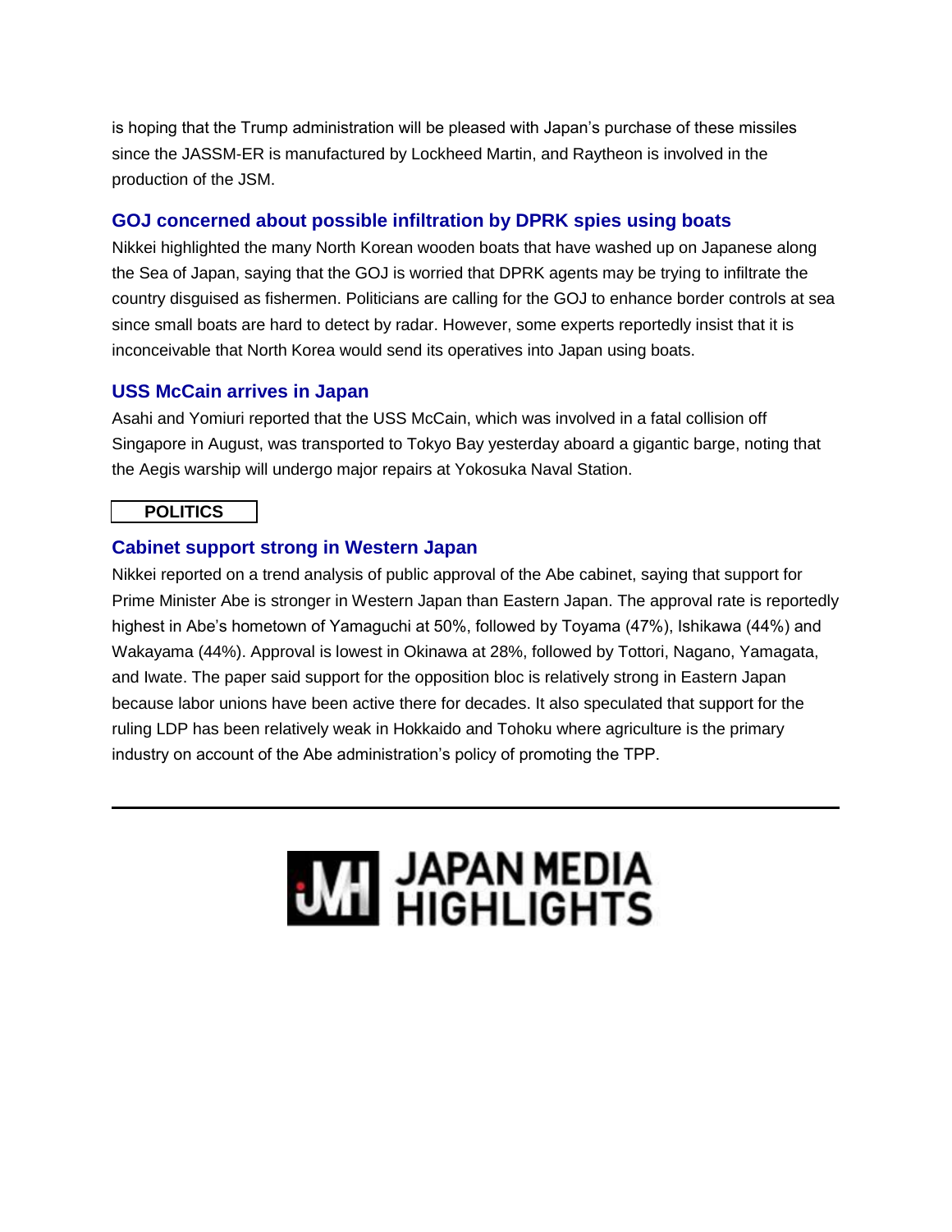is hoping that the Trump administration will be pleased with Japan's purchase of these missiles since the JASSM-ER is manufactured by Lockheed Martin, and Raytheon is involved in the production of the JSM.

### GOJ concerned about possible infiltration by DPRK spies using boats

Nikkei highlighted the many North Korean wooden boats that have washed up on Japanese along the Sea of Japan, saying that the GOJ is worried that DPRK agents may be trying to infiltrate the country disguised as fishermen. Politicians are calling for the GOJ to enhance border controls at sea since small boats are hard to detect by radar. However, some experts reportedly insist that it is inconceivable that North Korea would send its operatives into Japan using boats.

### USS McCain arrives in Japan

Asahi and Yomiuri reported that the USS McCain, which was involved in a fatal collision off Singapore in August, was transported to Tokyo Bay yesterday aboard a gigantic barge, noting that the Aegis warship will undergo major repairs at Yokosuka Naval Station.

## POLITICS

### Cabinet support strong in Western Japan

Nikkei reported on a trend analysis of public approval of the Abe cabinet, saying that support for Prime Minister Abe is stronger in Western Japan than Eastern Japan. The approval rate is reportedly highest in Abe's hometown of Yamaguchi at 50%, followed by Toyama (47%), Ishikawa (44%) and Wakayama (44%). Approval is lowest in Okinawa at 28%, followed by Tottori, Nagano, Yamagata, and Iwate. The paper said support for the opposition bloc is relatively strong in Eastern Japan because labor unions have been active there for decades. It also speculated that support for the ruling LDP has been relatively weak in Hokkaido and Tohoku where agriculture is the primary industry on account of the Abe administration's policy of promoting the TPP.

---

JMH JAPAN MEDIA HIGHLIGHTS